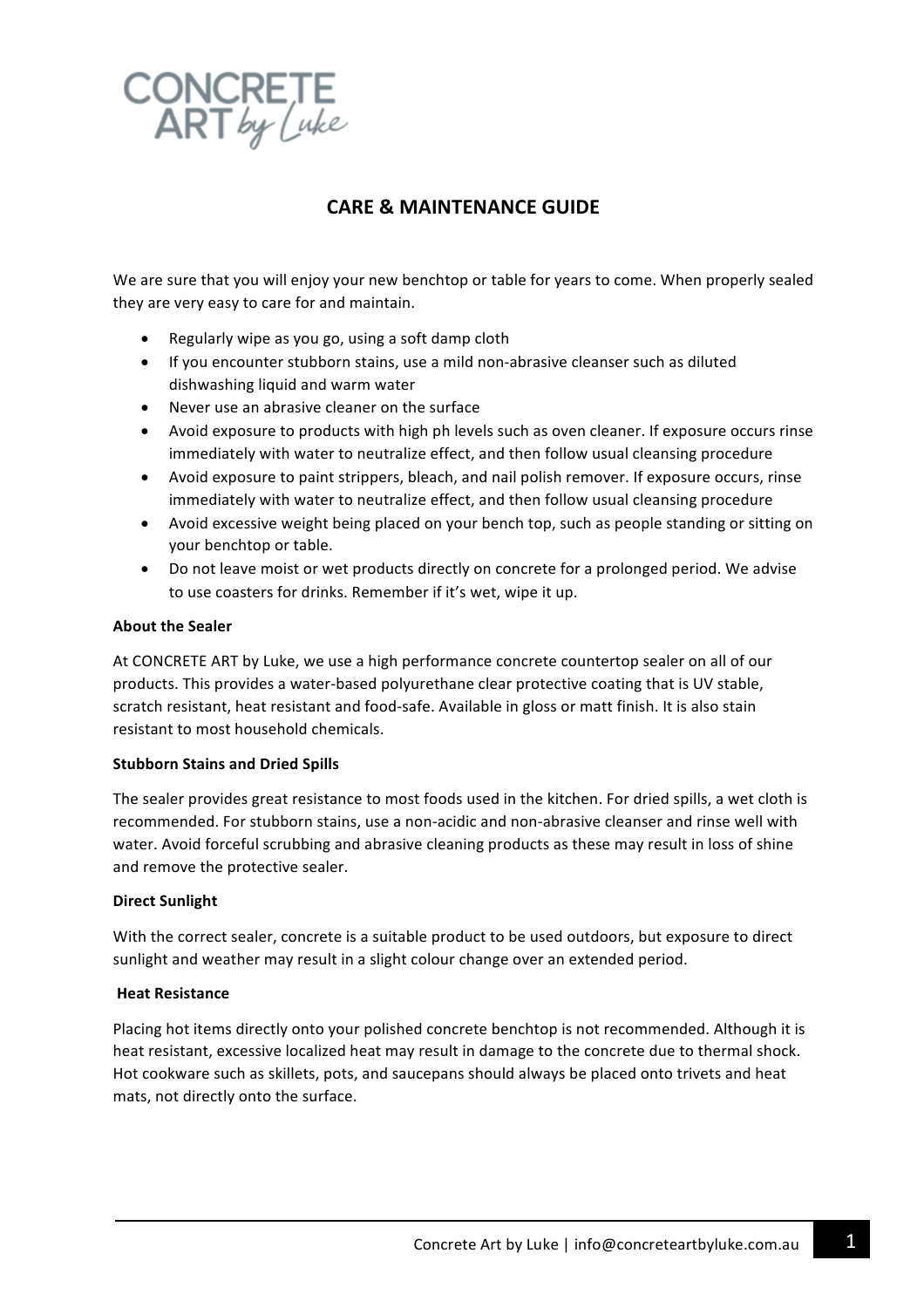# CONCRETE ART by Luke

## CARE & MAINTENANCE GUIDE

We are sure that you will enjoy your new benchtop or table for years to come. When properly sealed they are very easy to care for and maintain.

- Regularly wipe as you go, using a soft damp cloth
- If you encounter stubborn stains, use a mild non-abrasive cleanser such as diluted dishwashing liquid and warm water
- Never use an abrasive cleaner on the surface
- Avoid exposure to products with high ph levels such as oven cleaner. If exposure occurs rinse immediately with water to neutralize effect, and then follow usual cleansing procedure
- Avoid exposure to paint strippers, bleach, and nail polish remover. If exposure occurs, rinse immediately with water to neutralize effect, and then follow usual cleansing procedure
- Avoid excessive weight being placed on your bench top, such as people standing or sitting on your benchtop or table.
- Do not leave moist or wet products directly on concrete for a prolonged period. We advise to use coasters for drinks. Remember if it's wet, wipe it up.

**About the Sealer**

At CONCRETE ART by Luke, we use a high performance concrete countertop sealer on all of our products. This provides a water-based polyurethane clear protective coating that is UV stable, scratch resistant, heat resistant and food-safe. Available in gloss or matt finish. It is also stain resistant to most household chemicals.

**Stubborn Stains and Dried Spills**

The sealer provides great resistance to most foods used in the kitchen. For dried spills, a wet cloth is recommended. For stubborn stains, use a non-acidic and non-abrasive cleanser and rinse well with water. Avoid forceful scrubbing and abrasive cleaning products as these may result in loss of shine and remove the protective sealer.

**Direct Sunlight**

With the correct sealer, concrete is a suitable product to be used outdoors, but exposure to direct sunlight and weather may result in a slight colour change over an extended period.

**Heat Resistance**

Placing hot items directly onto your polished concrete benchtop is not recommended. Although it is heat resistant, excessive localized heat may result in damage to the concrete due to thermal shock. Hot cookware such as skillets, pots, and saucepans should always be placed onto trivets and heat mats, not directly onto the surface.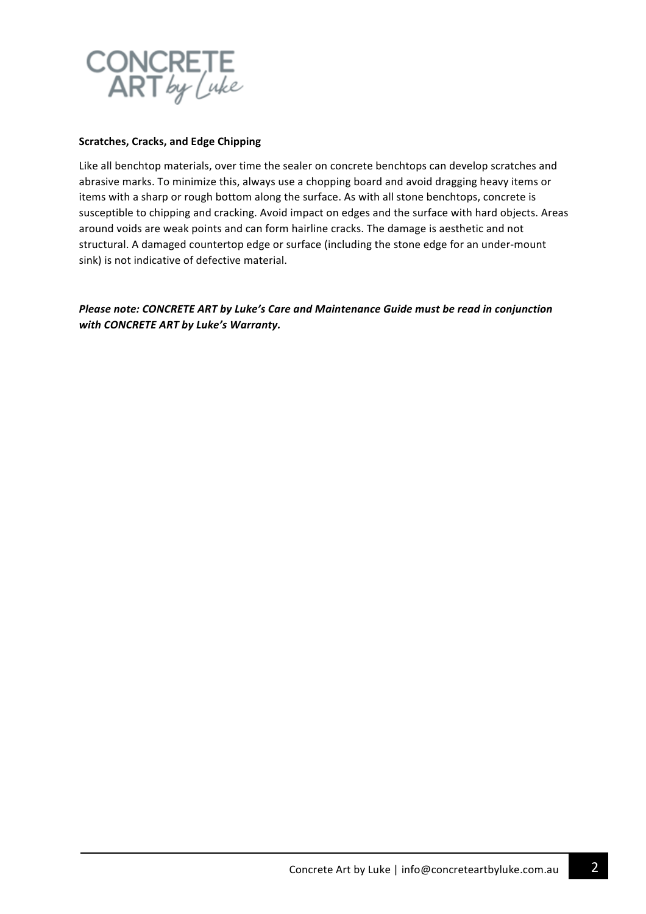**Scratches, Cracks, and Edge Chipping**

Like all benchtop materials, over time the sealer on concrete benchtops can develop scratches and abrasive marks. To minimize this, always use a chopping board and avoid dragging heavy items or items with a sharp or rough bottom along the surface. As with all stone benchtops, concrete is susceptible to chipping and cracking. Avoid impact on edges and the surface with hard objects. Areas around voids are weak points and can form hairline cracks. The damage is aesthetic and not structural. A damaged countertop edge or surface (including the stone edge for an under-mount sink) is not indicative of defective material.

***Please note: CONCRETE ART by Luke's Care and Maintenance Guide must be read in conjunction with CONCRETE ART by Luke's Warranty.***